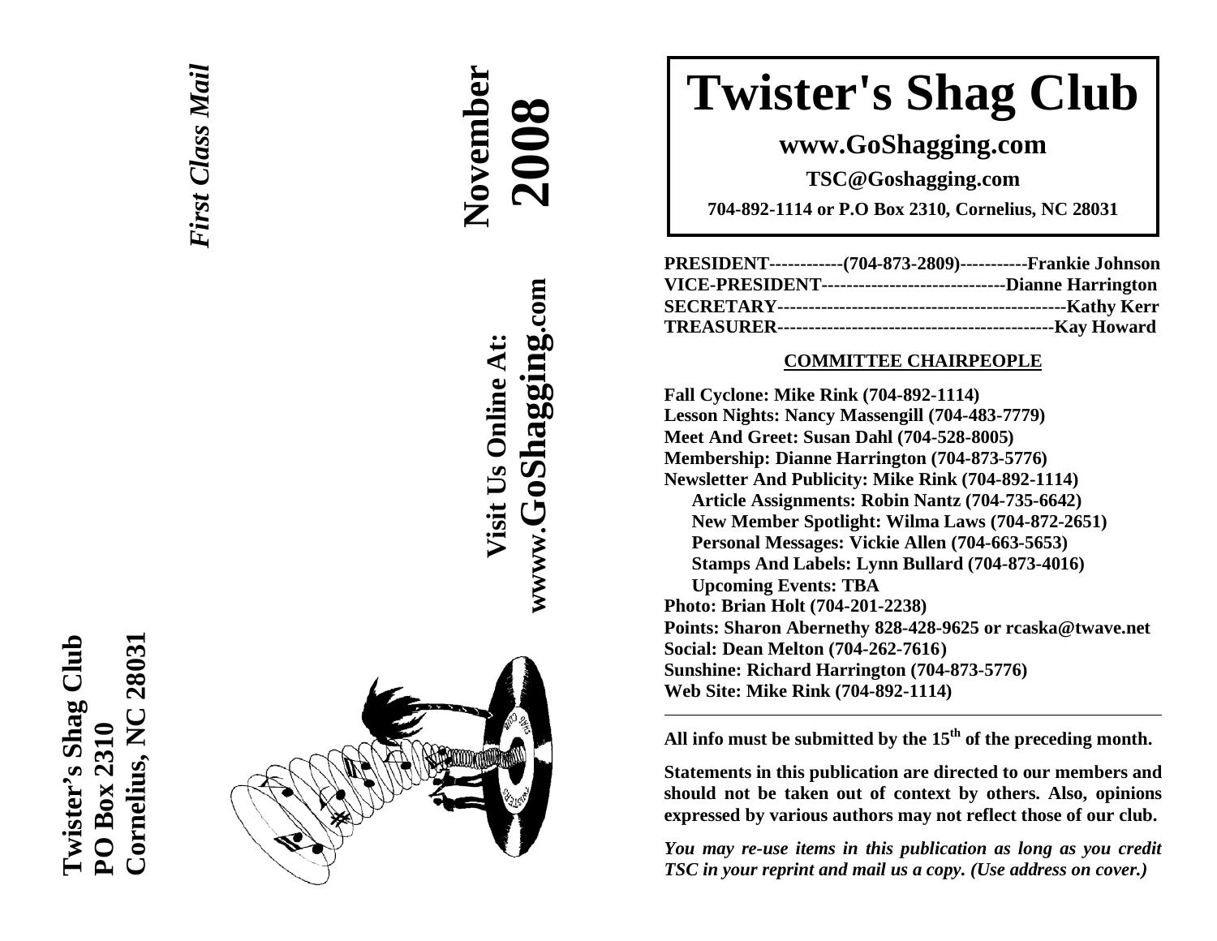Twister's Shag Club
PO Box 2310
Cornelius, NC 28031

*First Class Mail*

**November 2008**

**Visit Us Online At:**
**www.GoShagging.com**

# Twister's Shag Club

**www.GoShagging.com**

**TSC@Goshagging.com**

**704-892-1114 or P.O Box 2310, Cornelius, NC 28031**

**PRESIDENT------------(704-873-2809)-----------Frankie Johnson**
**VICE-PRESIDENT-----------------------------Dianne Harrington**
**SECRETARY----------------------------------------------Kathy Kerr**
**TREASURER--------------------------------------------Kay Howard**

## COMMITTEE CHAIRPEOPLE

**Fall Cyclone: Mike Rink (704-892-1114)**
**Lesson Nights: Nancy Massengill (704-483-7779)**
**Meet And Greet: Susan Dahl (704-528-8005)**
**Membership: Dianne Harrington (704-873-5776)**
**Newsletter And Publicity: Mike Rink (704-892-1114)**
- **Article Assignments: Robin Nantz (704-735-6642)**
- **New Member Spotlight: Wilma Laws (704-872-2651)**
- **Personal Messages: Vickie Allen (704-663-5653)**
- **Stamps And Labels: Lynn Bullard (704-873-4016)**
- **Upcoming Events: TBA**

**Photo: Brian Holt (704-201-2238)**
**Points: Sharon Abernethy 828-428-9625 or rcaska@twave.net**
**Social: Dean Melton (704-262-7616)**
**Sunshine: Richard Harrington (704-873-5776)**
**Web Site: Mike Rink (704-892-1114)**

---

**All info must be submitted by the 15th of the preceding month.**

**Statements in this publication are directed to our members and should not be taken out of context by others. Also, opinions expressed by various authors may not reflect those of our club.**

***You may re-use items in this publication as long as you credit TSC in your reprint and mail us a copy. (Use address on cover.)***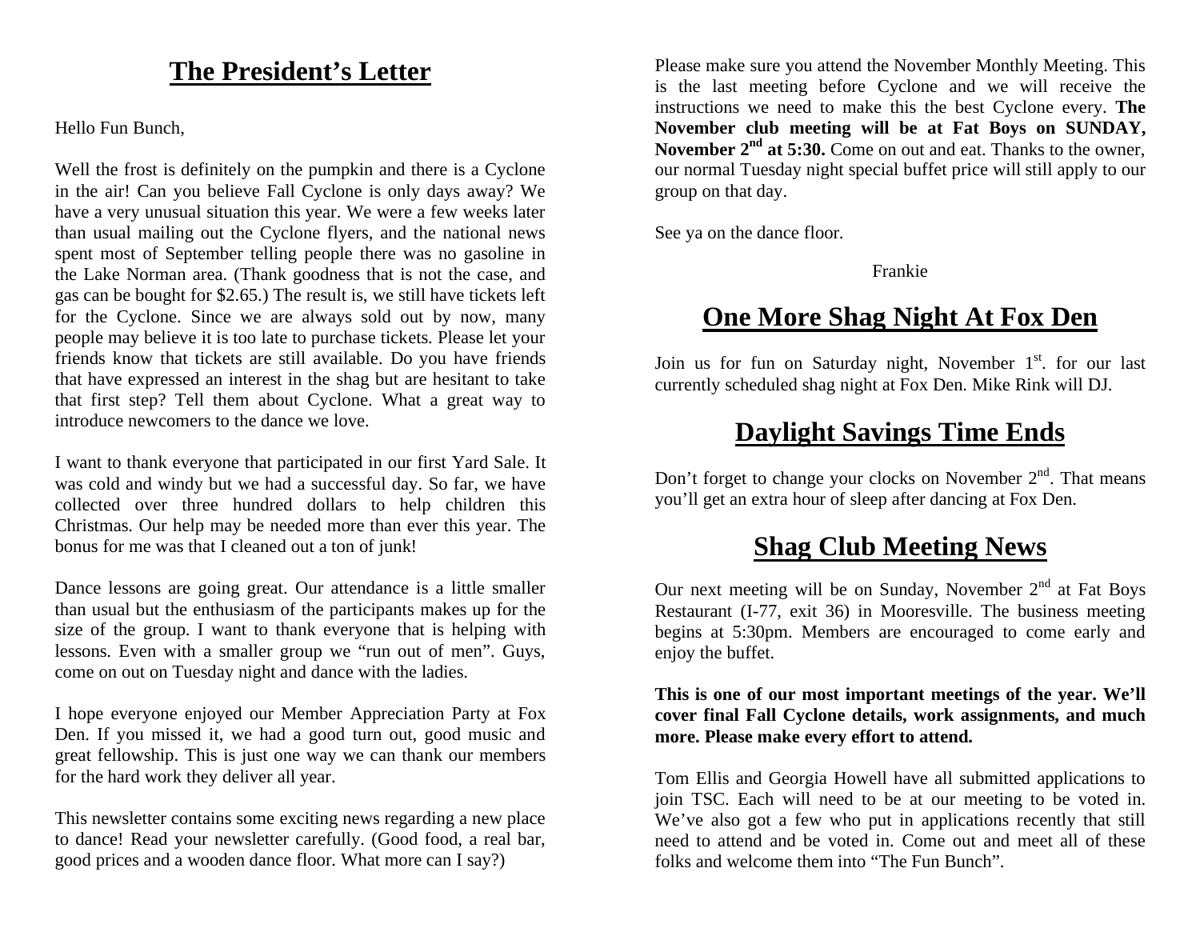## The President's Letter

Hello Fun Bunch,

Well the frost is definitely on the pumpkin and there is a Cyclone in the air! Can you believe Fall Cyclone is only days away? We have a very unusual situation this year. We were a few weeks later than usual mailing out the Cyclone flyers, and the national news spent most of September telling people there was no gasoline in the Lake Norman area. (Thank goodness that is not the case, and gas can be bought for $2.65.) The result is, we still have tickets left for the Cyclone. Since we are always sold out by now, many people may believe it is too late to purchase tickets. Please let your friends know that tickets are still available. Do you have friends that have expressed an interest in the shag but are hesitant to take that first step? Tell them about Cyclone. What a great way to introduce newcomers to the dance we love.

I want to thank everyone that participated in our first Yard Sale. It was cold and windy but we had a successful day. So far, we have collected over three hundred dollars to help children this Christmas. Our help may be needed more than ever this year. The bonus for me was that I cleaned out a ton of junk!

Dance lessons are going great. Our attendance is a little smaller than usual but the enthusiasm of the participants makes up for the size of the group. I want to thank everyone that is helping with lessons. Even with a smaller group we "run out of men". Guys, come on out on Tuesday night and dance with the ladies.

I hope everyone enjoyed our Member Appreciation Party at Fox Den. If you missed it, we had a good turn out, good music and great fellowship. This is just one way we can thank our members for the hard work they deliver all year.

This newsletter contains some exciting news regarding a new place to dance! Read your newsletter carefully. (Good food, a real bar, good prices and a wooden dance floor. What more can I say?)

Please make sure you attend the November Monthly Meeting. This is the last meeting before Cyclone and we will receive the instructions we need to make this the best Cyclone every. **The November club meeting will be at Fat Boys on SUNDAY, November 2nd at 5:30.** Come on out and eat. Thanks to the owner, our normal Tuesday night special buffet price will still apply to our group on that day.

See ya on the dance floor.

Frankie

## One More Shag Night At Fox Den

Join us for fun on Saturday night, November 1st. for our last currently scheduled shag night at Fox Den. Mike Rink will DJ.

## Daylight Savings Time Ends

Don't forget to change your clocks on November 2nd. That means you'll get an extra hour of sleep after dancing at Fox Den.

## Shag Club Meeting News

Our next meeting will be on Sunday, November 2nd at Fat Boys Restaurant (I-77, exit 36) in Mooresville. The business meeting begins at 5:30pm. Members are encouraged to come early and enjoy the buffet.

**This is one of our most important meetings of the year. We'll cover final Fall Cyclone details, work assignments, and much more. Please make every effort to attend.**

Tom Ellis and Georgia Howell have all submitted applications to join TSC. Each will need to be at our meeting to be voted in. We've also got a few who put in applications recently that still need to attend and be voted in. Come out and meet all of these folks and welcome them into "The Fun Bunch".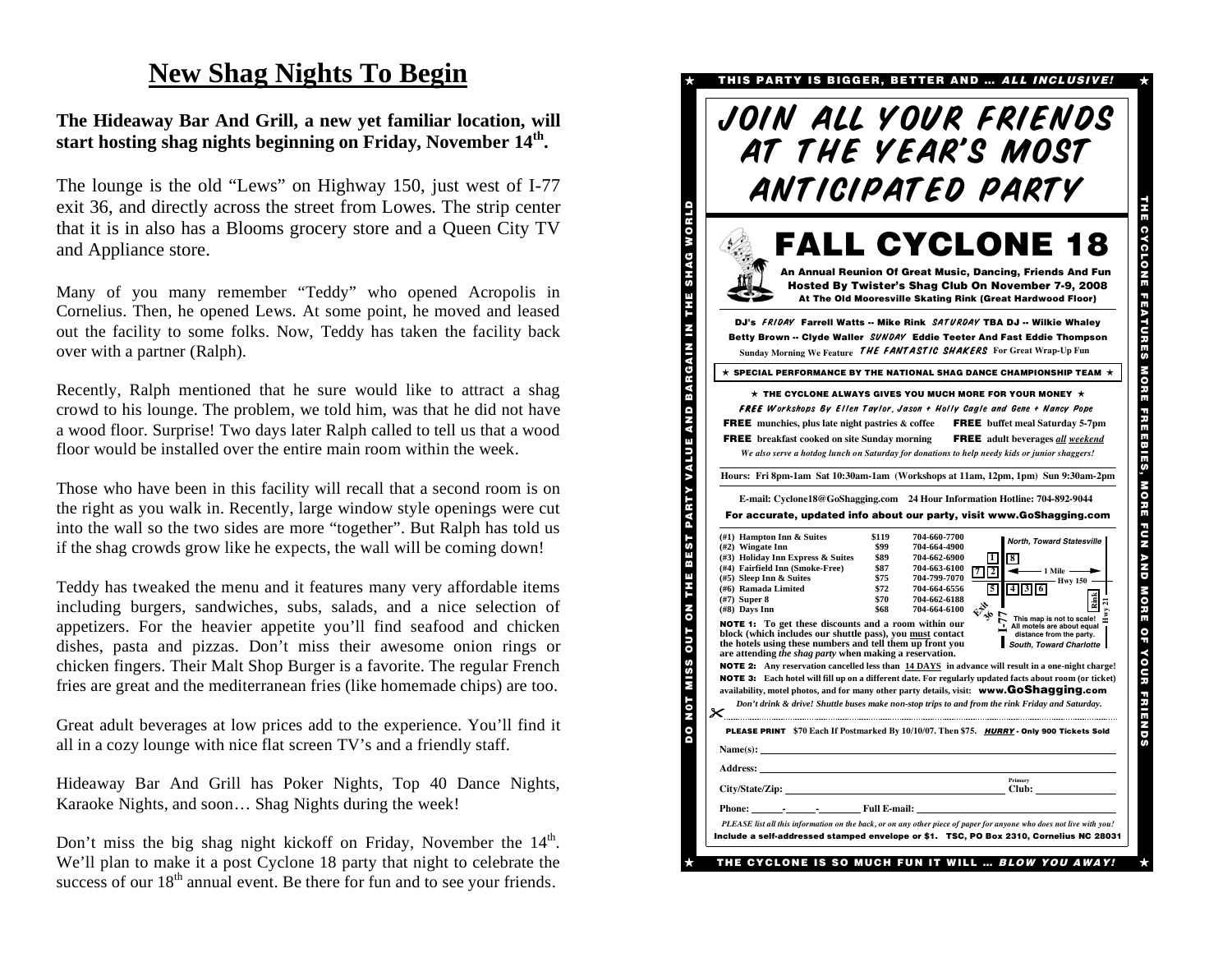# New Shag Nights To Begin

**The Hideaway Bar And Grill, a new yet familiar location, will start hosting shag nights beginning on Friday, November 14th.**

The lounge is the old "Lews" on Highway 150, just west of I-77 exit 36, and directly across the street from Lowes. The strip center that it is in also has a Blooms grocery store and a Queen City TV and Appliance store.

Many of you many remember "Teddy" who opened Acropolis in Cornelius. Then, he opened Lews. At some point, he moved and leased out the facility to some folks. Now, Teddy has taken the facility back over with a partner (Ralph).

Recently, Ralph mentioned that he sure would like to attract a shag crowd to his lounge. The problem, we told him, was that he did not have a wood floor. Surprise! Two days later Ralph called to tell us that a wood floor would be installed over the entire main room within the week.

Those who have been in this facility will recall that a second room is on the right as you walk in. Recently, large window style openings were cut into the wall so the two sides are more "together". But Ralph has told us if the shag crowds grow like he expects, the wall will be coming down!

Teddy has tweaked the menu and it features many very affordable items including burgers, sandwiches, subs, salads, and a nice selection of appetizers. For the heavier appetite you'll find seafood and chicken dishes, pasta and pizzas. Don't miss their awesome onion rings or chicken fingers. Their Malt Shop Burger is a favorite. The regular French fries are great and the mediterranean fries (like homemade chips) are too.

Great adult beverages at low prices add to the experience. You'll find it all in a cozy lounge with nice flat screen TV's and a friendly staff.

Hideaway Bar And Grill has Poker Nights, Top 40 Dance Nights, Karaoke Nights, and soon… Shag Nights during the week!

Don't miss the big shag night kickoff on Friday, November the 14th. We'll plan to make it a post Cyclone 18 party that night to celebrate the success of our 18th annual event. Be there for fun and to see your friends.

---

★ THIS PARTY IS BIGGER, BETTER AND … *ALL INCLUSIVE!* ★

DO NOT MISS OUT ON THE BEST PARTY VALUE AND BARGAIN IN THE SHAG WORLD

THE CYCLONE FEATURES MORE FREEBIES, MORE FUN AND MORE OF YOUR FRIENDS

# JOIN ALL YOUR FRIENDS AT THE YEAR'S MOST ANTICIPATED PARTY

# FALL CYCLONE 18

**An Annual Reunion Of Great Music, Dancing, Friends And Fun**
**Hosted By Twister's Shag Club On November 7-9, 2008**
**At The Old Mooresville Skating Rink (Great Hardwood Floor)**

**DJ's** *FRIDAY* **Farrell Watts -- Mike Rink** *SATURDAY* **TBA DJ -- Wilkie Whaley Betty Brown -- Clyde Waller** *SUNDAY* **Eddie Teeter And Fast Eddie Thompson**
**Sunday Morning We Feature** *THE FANTASTIC SHAKERS* **For Great Wrap-Up Fun**

★ **SPECIAL PERFORMANCE BY THE NATIONAL SHAG DANCE CHAMPIONSHIP TEAM** ★

★ **THE CYCLONE ALWAYS GIVES YOU MUCH MORE FOR YOUR MONEY** ★

***FREE** Workshops By Ellen Taylor, Jason + Holly Cagle and Gene + Nancy Pope*

**FREE** munchies, plus late night pastries & coffee  **FREE** buffet meal Saturday 5-7pm
**FREE** breakfast cooked on site Sunday morning  **FREE** adult beverages ***all** weekend*

*We also serve a hotdog lunch on Saturday for donations to help needy kids or junior shaggers!*

**Hours: Fri 8pm-1am Sat 10:30am-1am (Workshops at 11am, 12pm, 1pm) Sun 9:30am-2pm**

**E-mail: Cyclone18@GoShagging.com  24 Hour Information Hotline: 704-892-9044**

**For accurate, updated info about our party, visit www.GoShagging.com**

| # | Hotel | Rate | Phone |
|---|---|---|---|
| (#1) | Hampton Inn & Suites | $119 | 704-660-7700 |
| (#2) | Wingate Inn | $99 | 704-664-4900 |
| (#3) | Holiday Inn Express & Suites | $89 | 704-662-6900 |
| (#4) | Fairfield Inn (Smoke-Free) | $87 | 704-663-6100 |
| (#5) | Sleep Inn & Suites | $75 | 704-799-7070 |
| (#6) | Ramada Limited | $72 | 704-664-6556 |
| (#7) | Super 8 | $70 | 704-662-6188 |
| (#8) | Days Inn | $68 | 704-664-6100 |

Map: North, Toward Statesville — 1 Mile — Hwy 150 — Rink — Hwy 21 — Exit 36 — I-77 — South, Toward Charlotte. This map is not to scale! All motels are about equal distance from the party.

**NOTE 1: To get these discounts and a room within our block (which includes our shuttle pass), you must contact the hotels using these numbers and tell them up front you are attending *the shag party* when making a reservation.**

**NOTE 2: Any reservation cancelled less than 14 DAYS in advance will result in a one-night charge!**

**NOTE 3: Each hotel will fill up on a different date. For regularly updated facts about room (or ticket) availability, motel photos, and for many other party details, visit: www.GoShagging.com**

*Don't drink & drive! Shuttle buses make non-stop trips to and from the rink Friday and Saturday.*

**PLEASE PRINT  $70 Each If Postmarked By 10/10/07. Then $75.  *HURRY* - Only 900 Tickets Sold**

Name(s): ______

Address: ______

City/State/Zip: ______ Primary Club: ______

Phone: ___-___-____ Full E-mail: ______

*PLEASE list all this information on the back, or on any other piece of paper for anyone who does not live with you!*

**Include a self-addressed stamped envelope or $1.  TSC, PO Box 2310, Cornelius NC 28031**

★ THE CYCLONE IS SO MUCH FUN IT WILL … *BLOW YOU AWAY!* ★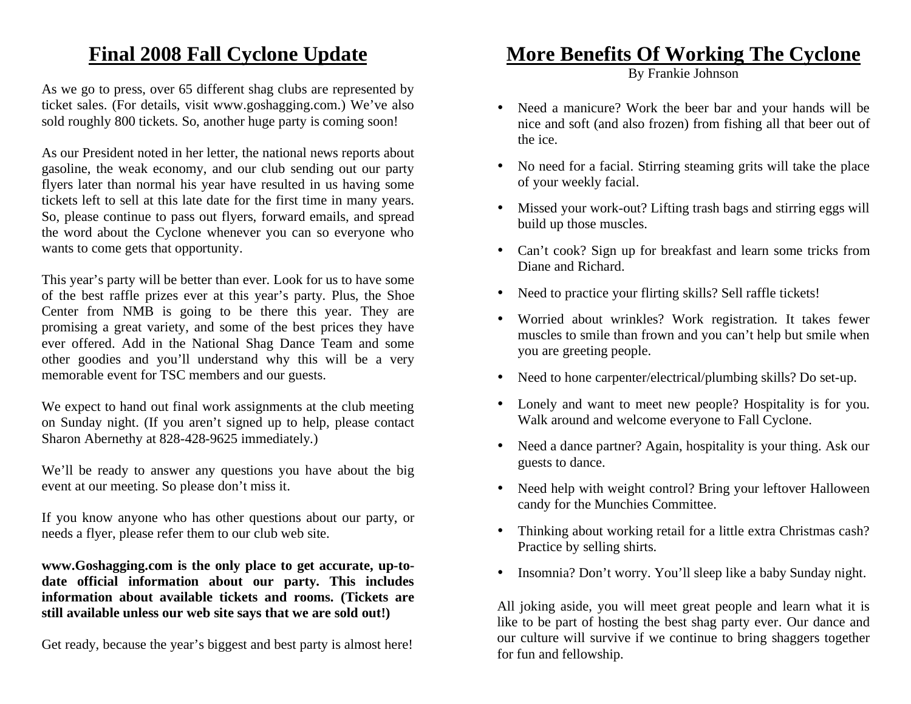## Final 2008 Fall Cyclone Update

As we go to press, over 65 different shag clubs are represented by ticket sales. (For details, visit www.goshagging.com.) We've also sold roughly 800 tickets. So, another huge party is coming soon!

As our President noted in her letter, the national news reports about gasoline, the weak economy, and our club sending out our party flyers later than normal his year have resulted in us having some tickets left to sell at this late date for the first time in many years. So, please continue to pass out flyers, forward emails, and spread the word about the Cyclone whenever you can so everyone who wants to come gets that opportunity.

This year's party will be better than ever. Look for us to have some of the best raffle prizes ever at this year's party. Plus, the Shoe Center from NMB is going to be there this year. They are promising a great variety, and some of the best prices they have ever offered. Add in the National Shag Dance Team and some other goodies and you'll understand why this will be a very memorable event for TSC members and our guests.

We expect to hand out final work assignments at the club meeting on Sunday night. (If you aren't signed up to help, please contact Sharon Abernethy at 828-428-9625 immediately.)

We'll be ready to answer any questions you have about the big event at our meeting. So please don't miss it.

If you know anyone who has other questions about our party, or needs a flyer, please refer them to our club web site.

**www.Goshagging.com is the only place to get accurate, up-to-date official information about our party. This includes information about available tickets and rooms. (Tickets are still available unless our web site says that we are sold out!)**

Get ready, because the year's biggest and best party is almost here!

## More Benefits Of Working The Cyclone

By Frankie Johnson

- Need a manicure? Work the beer bar and your hands will be nice and soft (and also frozen) from fishing all that beer out of the ice.
- No need for a facial. Stirring steaming grits will take the place of your weekly facial.
- Missed your work-out? Lifting trash bags and stirring eggs will build up those muscles.
- Can't cook? Sign up for breakfast and learn some tricks from Diane and Richard.
- Need to practice your flirting skills? Sell raffle tickets!
- Worried about wrinkles? Work registration. It takes fewer muscles to smile than frown and you can't help but smile when you are greeting people.
- Need to hone carpenter/electrical/plumbing skills? Do set-up.
- Lonely and want to meet new people? Hospitality is for you. Walk around and welcome everyone to Fall Cyclone.
- Need a dance partner? Again, hospitality is your thing. Ask our guests to dance.
- Need help with weight control? Bring your leftover Halloween candy for the Munchies Committee.
- Thinking about working retail for a little extra Christmas cash? Practice by selling shirts.
- Insomnia? Don't worry. You'll sleep like a baby Sunday night.

All joking aside, you will meet great people and learn what it is like to be part of hosting the best shag party ever. Our dance and our culture will survive if we continue to bring shaggers together for fun and fellowship.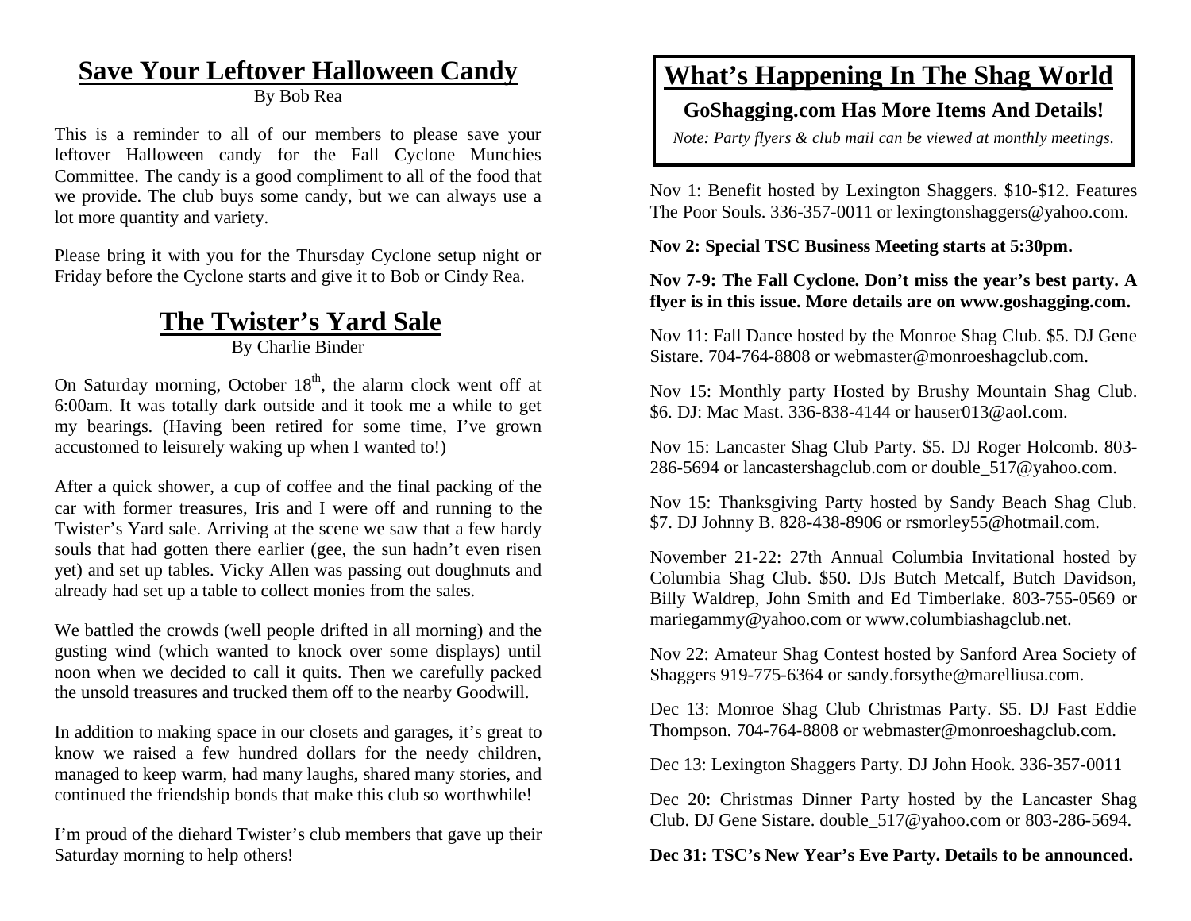## Save Your Leftover Halloween Candy

By Bob Rea

This is a reminder to all of our members to please save your leftover Halloween candy for the Fall Cyclone Munchies Committee. The candy is a good compliment to all of the food that we provide. The club buys some candy, but we can always use a lot more quantity and variety.

Please bring it with you for the Thursday Cyclone setup night or Friday before the Cyclone starts and give it to Bob or Cindy Rea.

## The Twister's Yard Sale

By Charlie Binder

On Saturday morning, October 18th, the alarm clock went off at 6:00am. It was totally dark outside and it took me a while to get my bearings. (Having been retired for some time, I've grown accustomed to leisurely waking up when I wanted to!)

After a quick shower, a cup of coffee and the final packing of the car with former treasures, Iris and I were off and running to the Twister's Yard sale. Arriving at the scene we saw that a few hardy souls that had gotten there earlier (gee, the sun hadn't even risen yet) and set up tables. Vicky Allen was passing out doughnuts and already had set up a table to collect monies from the sales.

We battled the crowds (well people drifted in all morning) and the gusting wind (which wanted to knock over some displays) until noon when we decided to call it quits. Then we carefully packed the unsold treasures and trucked them off to the nearby Goodwill.

In addition to making space in our closets and garages, it's great to know we raised a few hundred dollars for the needy children, managed to keep warm, had many laughs, shared many stories, and continued the friendship bonds that make this club so worthwhile!

I'm proud of the diehard Twister's club members that gave up their Saturday morning to help others!

## What's Happening In The Shag World

**GoShagging.com Has More Items And Details!**

*Note: Party flyers & club mail can be viewed at monthly meetings.*

Nov 1: Benefit hosted by Lexington Shaggers. $10-$12. Features The Poor Souls. 336-357-0011 or lexingtonshaggers@yahoo.com.

**Nov 2: Special TSC Business Meeting starts at 5:30pm.**

**Nov 7-9: The Fall Cyclone. Don't miss the year's best party. A flyer is in this issue. More details are on www.goshagging.com.**

Nov 11: Fall Dance hosted by the Monroe Shag Club. $5. DJ Gene Sistare. 704-764-8808 or webmaster@monroeshagclub.com.

Nov 15: Monthly party Hosted by Brushy Mountain Shag Club. $6. DJ: Mac Mast. 336-838-4144 or hauser013@aol.com.

Nov 15: Lancaster Shag Club Party. $5. DJ Roger Holcomb. 803-286-5694 or lancastershagclub.com or double_517@yahoo.com.

Nov 15: Thanksgiving Party hosted by Sandy Beach Shag Club. $7. DJ Johnny B. 828-438-8906 or rsmorley55@hotmail.com.

November 21-22: 27th Annual Columbia Invitational hosted by Columbia Shag Club. $50. DJs Butch Metcalf, Butch Davidson, Billy Waldrep, John Smith and Ed Timberlake. 803-755-0569 or mariegammy@yahoo.com or www.columbiashagclub.net.

Nov 22: Amateur Shag Contest hosted by Sanford Area Society of Shaggers 919-775-6364 or sandy.forsythe@marelliusa.com.

Dec 13: Monroe Shag Club Christmas Party. $5. DJ Fast Eddie Thompson. 704-764-8808 or webmaster@monroeshagclub.com.

Dec 13: Lexington Shaggers Party. DJ John Hook. 336-357-0011

Dec 20: Christmas Dinner Party hosted by the Lancaster Shag Club. DJ Gene Sistare. double_517@yahoo.com or 803-286-5694.

**Dec 31: TSC's New Year's Eve Party. Details to be announced.**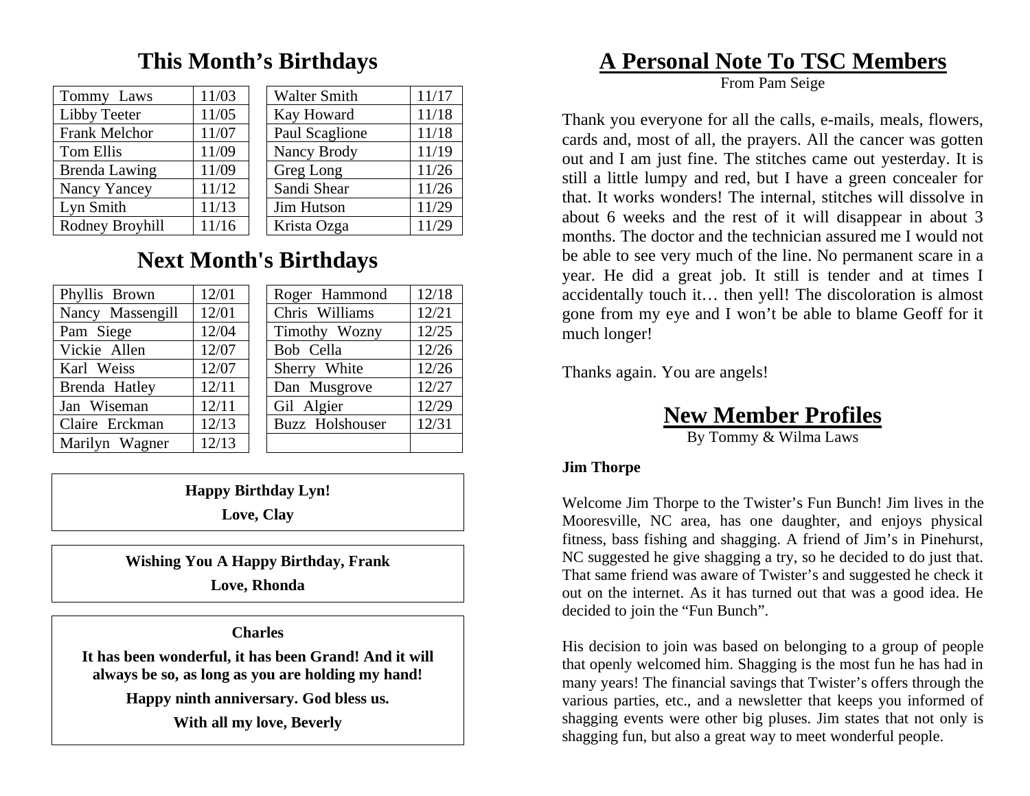## This Month's Birthdays

| Name | Date |
|---|---|
| Tommy Laws | 11/03 |
| Libby Teeter | 11/05 |
| Frank Melchor | 11/07 |
| Tom Ellis | 11/09 |
| Brenda Lawing | 11/09 |
| Nancy Yancey | 11/12 |
| Lyn Smith | 11/13 |
| Rodney Broyhill | 11/16 |
| Walter Smith | 11/17 |
| Kay Howard | 11/18 |
| Paul Scaglione | 11/18 |
| Nancy Brody | 11/19 |
| Greg Long | 11/26 |
| Sandi Shear | 11/26 |
| Jim Hutson | 11/29 |
| Krista Ozga | 11/29 |

## Next Month's Birthdays

| Name | Date |
|---|---|
| Phyllis Brown | 12/01 |
| Nancy Massengill | 12/01 |
| Pam Siege | 12/04 |
| Vickie Allen | 12/07 |
| Karl Weiss | 12/07 |
| Brenda Hatley | 12/11 |
| Jan Wiseman | 12/11 |
| Claire Erckman | 12/13 |
| Marilyn Wagner | 12/13 |
| Roger Hammond | 12/18 |
| Chris Williams | 12/21 |
| Timothy Wozny | 12/25 |
| Bob Cella | 12/26 |
| Sherry White | 12/26 |
| Dan Musgrove | 12/27 |
| Gil Algier | 12/29 |
| Buzz Holshouser | 12/31 |

**Happy Birthday Lyn!**

**Love, Clay**

**Wishing You A Happy Birthday, Frank**

**Love, Rhonda**

**Charles**

**It has been wonderful, it has been Grand! And it will always be so, as long as you are holding my hand!**

**Happy ninth anniversary. God bless us.**

**With all my love, Beverly**

## A Personal Note To TSC Members

From Pam Seige

Thank you everyone for all the calls, e-mails, meals, flowers, cards and, most of all, the prayers. All the cancer was gotten out and I am just fine. The stitches came out yesterday. It is still a little lumpy and red, but I have a green concealer for that. It works wonders! The internal, stitches will dissolve in about 6 weeks and the rest of it will disappear in about 3 months. The doctor and the technician assured me I would not be able to see very much of the line. No permanent scare in a year. He did a great job. It still is tender and at times I accidentally touch it… then yell! The discoloration is almost gone from my eye and I won't be able to blame Geoff for it much longer!

Thanks again. You are angels!

## New Member Profiles

By Tommy & Wilma Laws

**Jim Thorpe**

Welcome Jim Thorpe to the Twister's Fun Bunch! Jim lives in the Mooresville, NC area, has one daughter, and enjoys physical fitness, bass fishing and shagging. A friend of Jim's in Pinehurst, NC suggested he give shagging a try, so he decided to do just that. That same friend was aware of Twister's and suggested he check it out on the internet. As it has turned out that was a good idea. He decided to join the "Fun Bunch".

His decision to join was based on belonging to a group of people that openly welcomed him. Shagging is the most fun he has had in many years! The financial savings that Twister's offers through the various parties, etc., and a newsletter that keeps you informed of shagging events were other big pluses. Jim states that not only is shagging fun, but also a great way to meet wonderful people.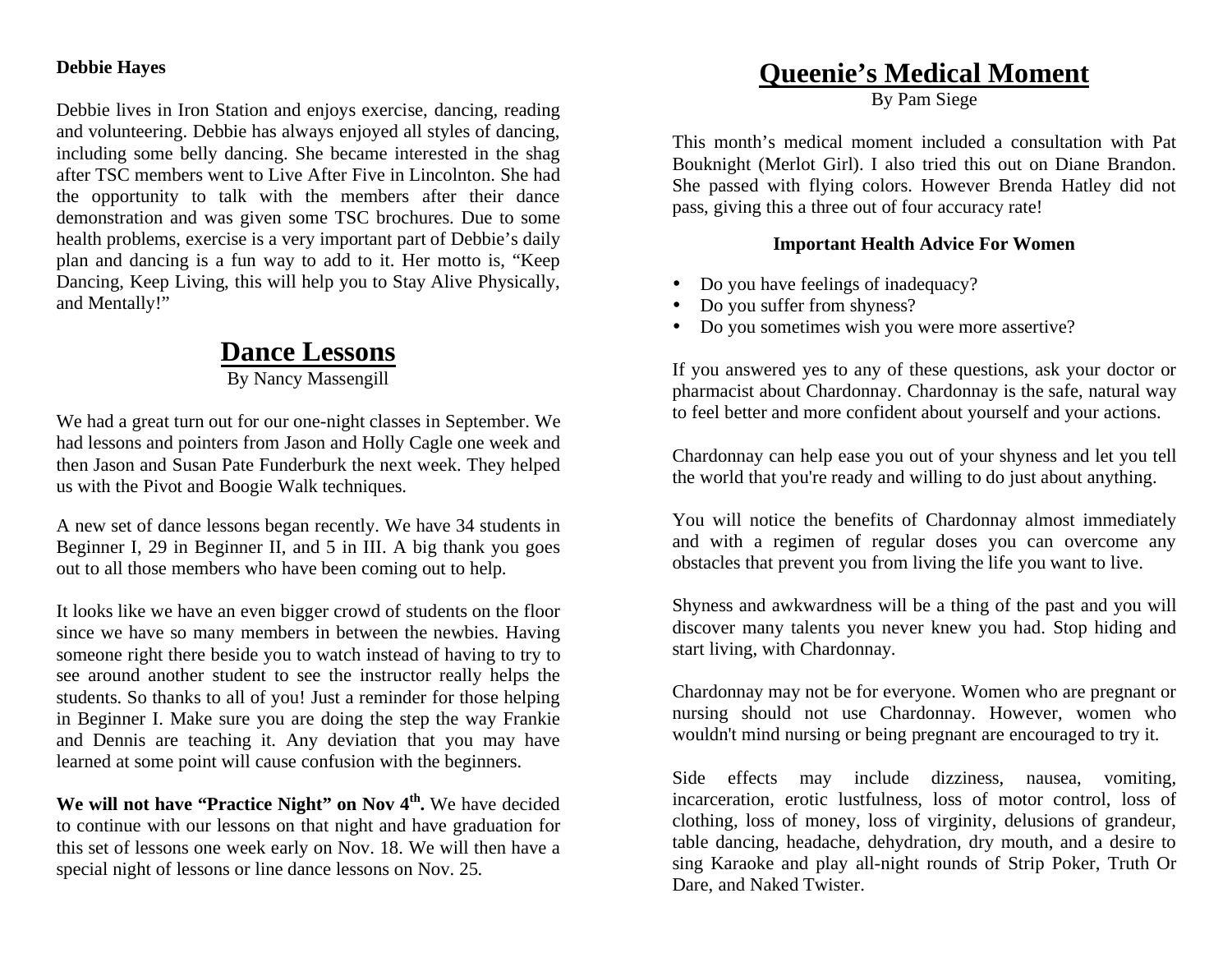**Debbie Hayes**

Debbie lives in Iron Station and enjoys exercise, dancing, reading and volunteering. Debbie has always enjoyed all styles of dancing, including some belly dancing. She became interested in the shag after TSC members went to Live After Five in Lincolnton. She had the opportunity to talk with the members after their dance demonstration and was given some TSC brochures. Due to some health problems, exercise is a very important part of Debbie's daily plan and dancing is a fun way to add to it. Her motto is, "Keep Dancing, Keep Living, this will help you to Stay Alive Physically, and Mentally!"

## Dance Lessons

By Nancy Massengill

We had a great turn out for our one-night classes in September. We had lessons and pointers from Jason and Holly Cagle one week and then Jason and Susan Pate Funderburk the next week. They helped us with the Pivot and Boogie Walk techniques.

A new set of dance lessons began recently. We have 34 students in Beginner I, 29 in Beginner II, and 5 in III. A big thank you goes out to all those members who have been coming out to help.

It looks like we have an even bigger crowd of students on the floor since we have so many members in between the newbies. Having someone right there beside you to watch instead of having to try to see around another student to see the instructor really helps the students. So thanks to all of you! Just a reminder for those helping in Beginner I. Make sure you are doing the step the way Frankie and Dennis are teaching it. Any deviation that you may have learned at some point will cause confusion with the beginners.

**We will not have "Practice Night" on Nov 4th.** We have decided to continue with our lessons on that night and have graduation for this set of lessons one week early on Nov. 18. We will then have a special night of lessons or line dance lessons on Nov. 25.

## Queenie's Medical Moment

By Pam Siege

This month's medical moment included a consultation with Pat Bouknight (Merlot Girl). I also tried this out on Diane Brandon. She passed with flying colors. However Brenda Hatley did not pass, giving this a three out of four accuracy rate!

**Important Health Advice For Women**

- Do you have feelings of inadequacy?
- Do you suffer from shyness?
- Do you sometimes wish you were more assertive?

If you answered yes to any of these questions, ask your doctor or pharmacist about Chardonnay. Chardonnay is the safe, natural way to feel better and more confident about yourself and your actions.

Chardonnay can help ease you out of your shyness and let you tell the world that you're ready and willing to do just about anything.

You will notice the benefits of Chardonnay almost immediately and with a regimen of regular doses you can overcome any obstacles that prevent you from living the life you want to live.

Shyness and awkwardness will be a thing of the past and you will discover many talents you never knew you had. Stop hiding and start living, with Chardonnay.

Chardonnay may not be for everyone. Women who are pregnant or nursing should not use Chardonnay. However, women who wouldn't mind nursing or being pregnant are encouraged to try it.

Side effects may include dizziness, nausea, vomiting, incarceration, erotic lustfulness, loss of motor control, loss of clothing, loss of money, loss of virginity, delusions of grandeur, table dancing, headache, dehydration, dry mouth, and a desire to sing Karaoke and play all-night rounds of Strip Poker, Truth Or Dare, and Naked Twister.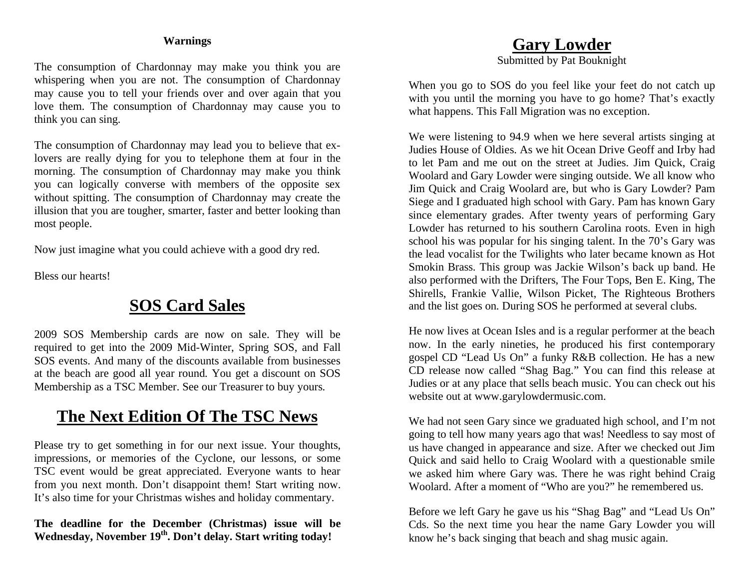**Warnings**

The consumption of Chardonnay may make you think you are whispering when you are not. The consumption of Chardonnay may cause you to tell your friends over and over again that you love them. The consumption of Chardonnay may cause you to think you can sing.

The consumption of Chardonnay may lead you to believe that ex-lovers are really dying for you to telephone them at four in the morning. The consumption of Chardonnay may make you think you can logically converse with members of the opposite sex without spitting. The consumption of Chardonnay may create the illusion that you are tougher, smarter, faster and better looking than most people.

Now just imagine what you could achieve with a good dry red.

Bless our hearts!

## SOS Card Sales

2009 SOS Membership cards are now on sale. They will be required to get into the 2009 Mid-Winter, Spring SOS, and Fall SOS events. And many of the discounts available from businesses at the beach are good all year round. You get a discount on SOS Membership as a TSC Member. See our Treasurer to buy yours.

## The Next Edition Of The TSC News

Please try to get something in for our next issue. Your thoughts, impressions, or memories of the Cyclone, our lessons, or some TSC event would be great appreciated. Everyone wants to hear from you next month. Don't disappoint them! Start writing now. It's also time for your Christmas wishes and holiday commentary.

**The deadline for the December (Christmas) issue will be Wednesday, November 19th. Don't delay. Start writing today!**

## Gary Lowder

Submitted by Pat Bouknight

When you go to SOS do you feel like your feet do not catch up with you until the morning you have to go home? That's exactly what happens. This Fall Migration was no exception.

We were listening to 94.9 when we here several artists singing at Judies House of Oldies. As we hit Ocean Drive Geoff and Irby had to let Pam and me out on the street at Judies. Jim Quick, Craig Woolard and Gary Lowder were singing outside. We all know who Jim Quick and Craig Woolard are, but who is Gary Lowder? Pam Siege and I graduated high school with Gary. Pam has known Gary since elementary grades. After twenty years of performing Gary Lowder has returned to his southern Carolina roots. Even in high school his was popular for his singing talent. In the 70's Gary was the lead vocalist for the Twilights who later became known as Hot Smokin Brass. This group was Jackie Wilson's back up band. He also performed with the Drifters, The Four Tops, Ben E. King, The Shirells, Frankie Vallie, Wilson Picket, The Righteous Brothers and the list goes on. During SOS he performed at several clubs.

He now lives at Ocean Isles and is a regular performer at the beach now. In the early nineties, he produced his first contemporary gospel CD "Lead Us On" a funky R&B collection. He has a new CD release now called "Shag Bag." You can find this release at Judies or at any place that sells beach music. You can check out his website out at www.garylowdermusic.com.

We had not seen Gary since we graduated high school, and I'm not going to tell how many years ago that was! Needless to say most of us have changed in appearance and size. After we checked out Jim Quick and said hello to Craig Woolard with a questionable smile we asked him where Gary was. There he was right behind Craig Woolard. After a moment of "Who are you?" he remembered us.

Before we left Gary he gave us his "Shag Bag" and "Lead Us On" Cds. So the next time you hear the name Gary Lowder you will know he's back singing that beach and shag music again.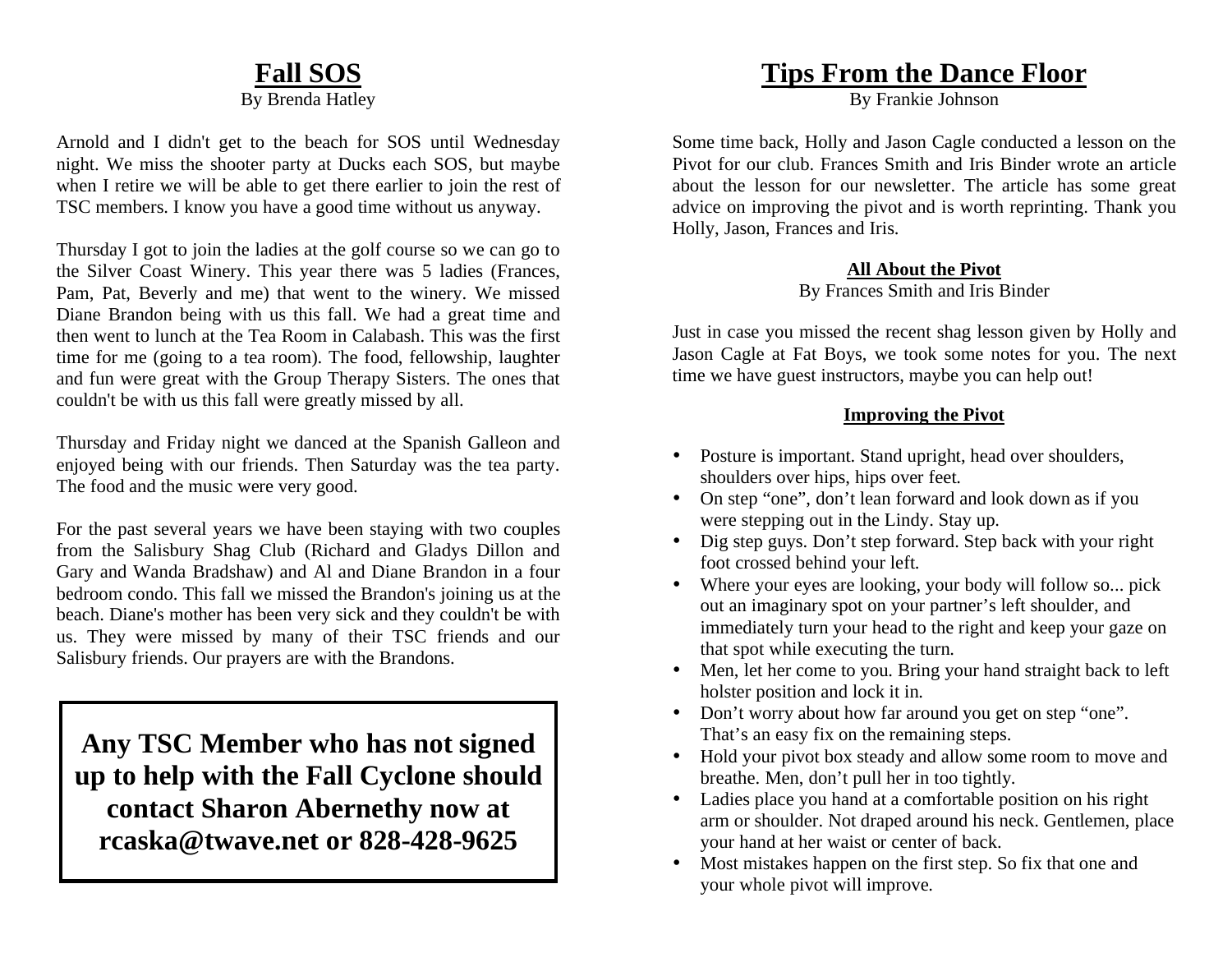## Fall SOS

By Brenda Hatley

Arnold and I didn't get to the beach for SOS until Wednesday night. We miss the shooter party at Ducks each SOS, but maybe when I retire we will be able to get there earlier to join the rest of TSC members. I know you have a good time without us anyway.

Thursday I got to join the ladies at the golf course so we can go to the Silver Coast Winery. This year there was 5 ladies (Frances, Pam, Pat, Beverly and me) that went to the winery. We missed Diane Brandon being with us this fall. We had a great time and then went to lunch at the Tea Room in Calabash. This was the first time for me (going to a tea room). The food, fellowship, laughter and fun were great with the Group Therapy Sisters. The ones that couldn't be with us this fall were greatly missed by all.

Thursday and Friday night we danced at the Spanish Galleon and enjoyed being with our friends. Then Saturday was the tea party. The food and the music were very good.

For the past several years we have been staying with two couples from the Salisbury Shag Club (Richard and Gladys Dillon and Gary and Wanda Bradshaw) and Al and Diane Brandon in a four bedroom condo. This fall we missed the Brandon's joining us at the beach. Diane's mother has been very sick and they couldn't be with us. They were missed by many of their TSC friends and our Salisbury friends. Our prayers are with the Brandons.

**Any TSC Member who has not signed up to help with the Fall Cyclone should contact Sharon Abernethy now at rcaska@twave.net or 828-428-9625**

## Tips From the Dance Floor

By Frankie Johnson

Some time back, Holly and Jason Cagle conducted a lesson on the Pivot for our club. Frances Smith and Iris Binder wrote an article about the lesson for our newsletter. The article has some great advice on improving the pivot and is worth reprinting. Thank you Holly, Jason, Frances and Iris.

### All About the Pivot

By Frances Smith and Iris Binder

Just in case you missed the recent shag lesson given by Holly and Jason Cagle at Fat Boys, we took some notes for you. The next time we have guest instructors, maybe you can help out!

#### Improving the Pivot

- Posture is important. Stand upright, head over shoulders, shoulders over hips, hips over feet.
- On step "one", don't lean forward and look down as if you were stepping out in the Lindy. Stay up.
- Dig step guys. Don't step forward. Step back with your right foot crossed behind your left.
- Where your eyes are looking, your body will follow so... pick out an imaginary spot on your partner's left shoulder, and immediately turn your head to the right and keep your gaze on that spot while executing the turn.
- Men, let her come to you. Bring your hand straight back to left holster position and lock it in.
- Don't worry about how far around you get on step "one". That's an easy fix on the remaining steps.
- Hold your pivot box steady and allow some room to move and breathe. Men, don't pull her in too tightly.
- Ladies place you hand at a comfortable position on his right arm or shoulder. Not draped around his neck. Gentlemen, place your hand at her waist or center of back.
- Most mistakes happen on the first step. So fix that one and your whole pivot will improve.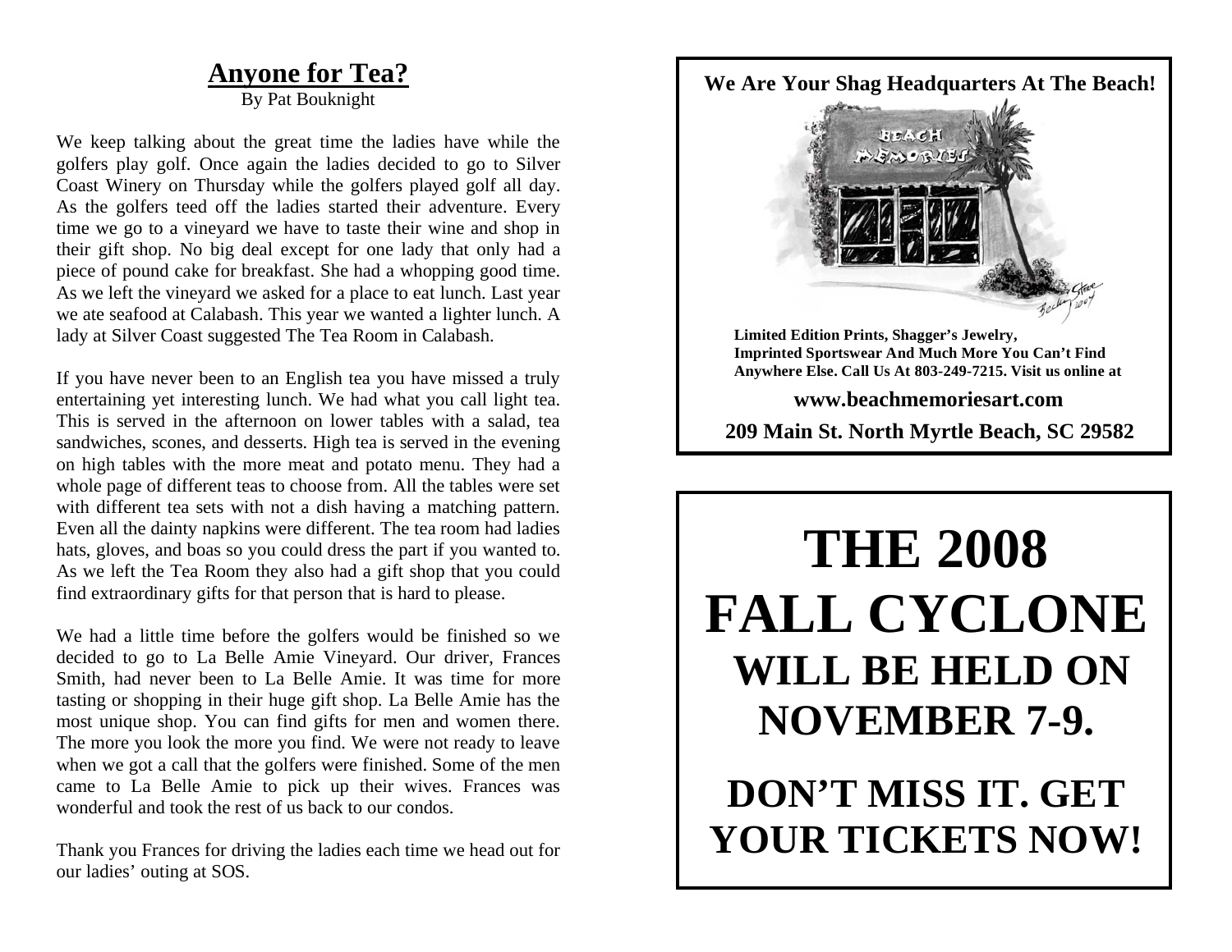## Anyone for Tea?

By Pat Bouknight

We keep talking about the great time the ladies have while the golfers play golf. Once again the ladies decided to go to Silver Coast Winery on Thursday while the golfers played golf all day. As the golfers teed off the ladies started their adventure. Every time we go to a vineyard we have to taste their wine and shop in their gift shop. No big deal except for one lady that only had a piece of pound cake for breakfast. She had a whopping good time. As we left the vineyard we asked for a place to eat lunch. Last year we ate seafood at Calabash. This year we wanted a lighter lunch. A lady at Silver Coast suggested The Tea Room in Calabash.

If you have never been to an English tea you have missed a truly entertaining yet interesting lunch. We had what you call light tea. This is served in the afternoon on lower tables with a salad, tea sandwiches, scones, and desserts. High tea is served in the evening on high tables with the more meat and potato menu. They had a whole page of different teas to choose from. All the tables were set with different tea sets with not a dish having a matching pattern. Even all the dainty napkins were different. The tea room had ladies hats, gloves, and boas so you could dress the part if you wanted to. As we left the Tea Room they also had a gift shop that you could find extraordinary gifts for that person that is hard to please.

We had a little time before the golfers would be finished so we decided to go to La Belle Amie Vineyard. Our driver, Frances Smith, had never been to La Belle Amie. It was time for more tasting or shopping in their huge gift shop. La Belle Amie has the most unique shop. You can find gifts for men and women there. The more you look the more you find. We were not ready to leave when we got a call that the golfers were finished. Some of the men came to La Belle Amie to pick up their wives. Frances was wonderful and took the rest of us back to our condos.

Thank you Frances for driving the ladies each time we head out for our ladies' outing at SOS.

**We Are Your Shag Headquarters At The Beach!**

**Limited Edition Prints, Shagger's Jewelry, Imprinted Sportswear And Much More You Can't Find Anywhere Else. Call Us At 803-249-7215. Visit us online at**

**www.beachmemoriesart.com**

**209 Main St. North Myrtle Beach, SC 29582**

# THE 2008 FALL CYCLONE

## WILL BE HELD ON NOVEMBER 7-9.

## DON'T MISS IT. GET YOUR TICKETS NOW!